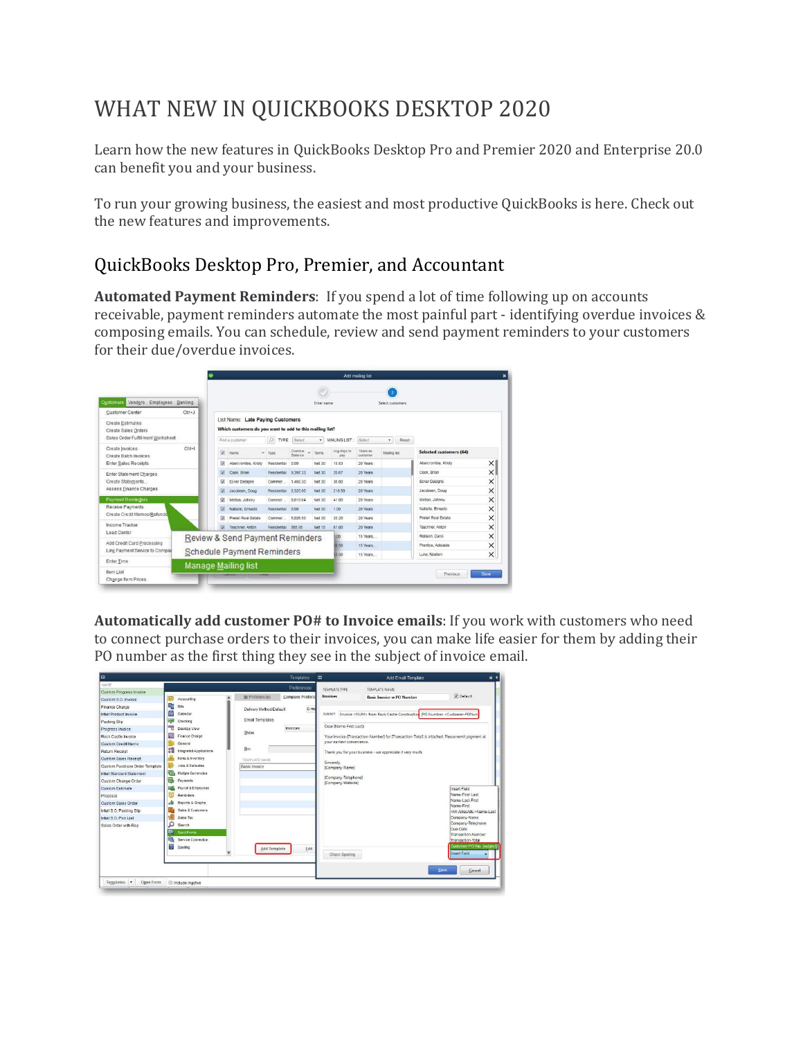# WHAT NEW IN QUICKBOOKS DESKTOP 2020

Learn how the new features in QuickBooks Desktop Pro and Premier 2020 and Enterprise 20.0 can benefit you and your business.

To run your growing business, the easiest and most productive QuickBooks is here. Check out the new features and improvements.

## QuickBooks Desktop Pro, Premier, and Accountant

**Automated Payment Reminders**: If you spend a lot of time following up on accounts receivable, payment reminders automate the most painful part - identifying overdue invoices & composing emails. You can schedule, review and send payment reminders to your customers for their due/overdue invoices.

**Automatically add customer PO# to Invoice emails**: If you work with customers who need to connect purchase orders to their invoices, you can make life easier for them by adding their PO number as the first thing they see in the subject of invoice email.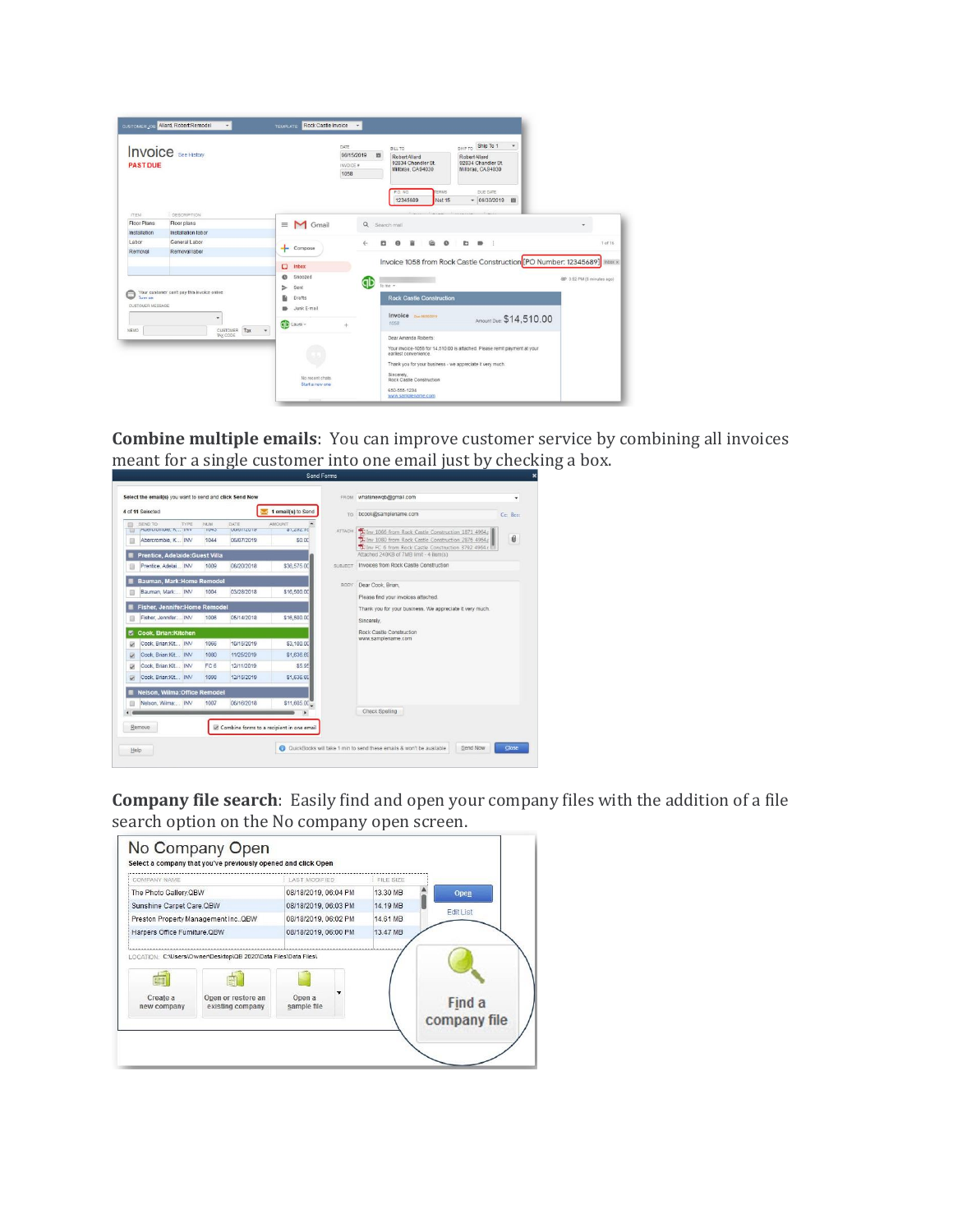**Combine multiple emails**: You can improve customer service by combining all invoices meant for a single customer into one email just by checking a box.

**Company file search**: Easily find and open your company files with the addition of a file search option on the No company open screen.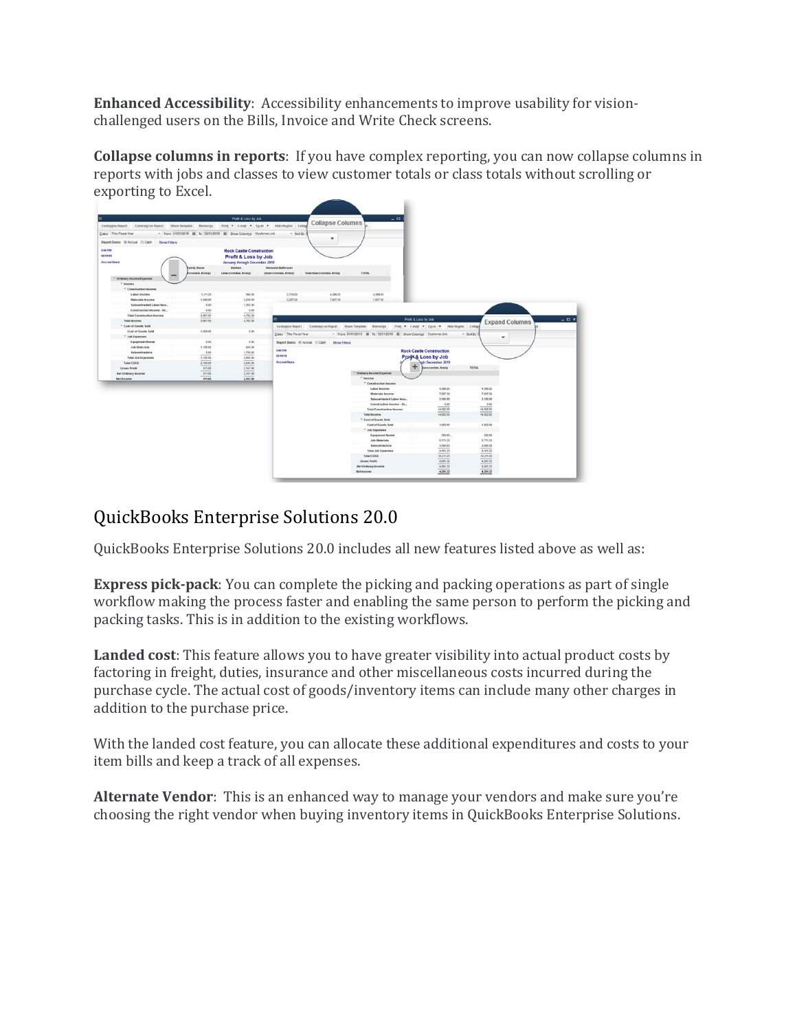**Enhanced Accessibility**: Accessibility enhancements to improve usability for vision-challenged users on the Bills, Invoice and Write Check screens.

**Collapse columns in reports**: If you have complex reporting, you can now collapse columns in reports with jobs and classes to view customer totals or class totals without scrolling or exporting to Excel.

## QuickBooks Enterprise Solutions 20.0

QuickBooks Enterprise Solutions 20.0 includes all new features listed above as well as:

**Express pick-pack**: You can complete the picking and packing operations as part of single workflow making the process faster and enabling the same person to perform the picking and packing tasks. This is in addition to the existing workflows.

**Landed cost**: This feature allows you to have greater visibility into actual product costs by factoring in freight, duties, insurance and other miscellaneous costs incurred during the purchase cycle. The actual cost of goods/inventory items can include many other charges in addition to the purchase price.

With the landed cost feature, you can allocate these additional expenditures and costs to your item bills and keep a track of all expenses.

**Alternate Vendor**: This is an enhanced way to manage your vendors and make sure you're choosing the right vendor when buying inventory items in QuickBooks Enterprise Solutions.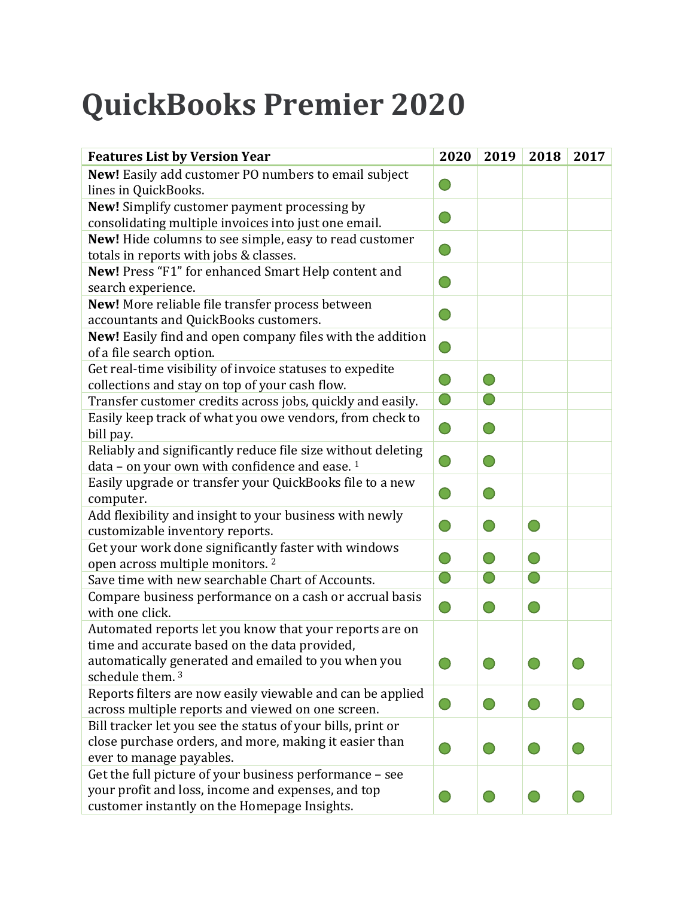# QuickBooks Premier 2020

| Features List by Version Year | 2020 | 2019 | 2018 | 2017 |
|---|---|---|---|---|
| **New!** Easily add customer PO numbers to email subject lines in QuickBooks. | ● | | | |
| **New!** Simplify customer payment processing by consolidating multiple invoices into just one email. | ● | | | |
| **New!** Hide columns to see simple, easy to read customer totals in reports with jobs & classes. | ● | | | |
| **New!** Press “F1” for enhanced Smart Help content and search experience. | ● | | | |
| **New!** More reliable file transfer process between accountants and QuickBooks customers. | ● | | | |
| **New!** Easily find and open company files with the addition of a file search option. | ● | | | |
| Get real-time visibility of invoice statuses to expedite collections and stay on top of your cash flow. | ● | ● | | |
| Transfer customer credits across jobs, quickly and easily. | ● | ● | | |
| Easily keep track of what you owe vendors, from check to bill pay. | ● | ● | | |
| Reliably and significantly reduce file size without deleting data – on your own with confidence and ease. [1] | ● | ● | | |
| Easily upgrade or transfer your QuickBooks file to a new computer. | ● | ● | | |
| Add flexibility and insight to your business with newly customizable inventory reports. | ● | ● | ● | |
| Get your work done significantly faster with windows open across multiple monitors. [2] | ● | ● | ● | |
| Save time with new searchable Chart of Accounts. | ● | ● | ● | |
| Compare business performance on a cash or accrual basis with one click. | ● | ● | ● | |
| Automated reports let you know that your reports are on time and accurate based on the data provided, automatically generated and emailed to you when you schedule them. [3] | ● | ● | ● | ● |
| Reports filters are now easily viewable and can be applied across multiple reports and viewed on one screen. | ● | ● | ● | ● |
| Bill tracker let you see the status of your bills, print or close purchase orders, and more, making it easier than ever to manage payables. | ● | ● | ● | ● |
| Get the full picture of your business performance – see your profit and loss, income and expenses, and top customer instantly on the Homepage Insights. | ● | ● | ● | ● |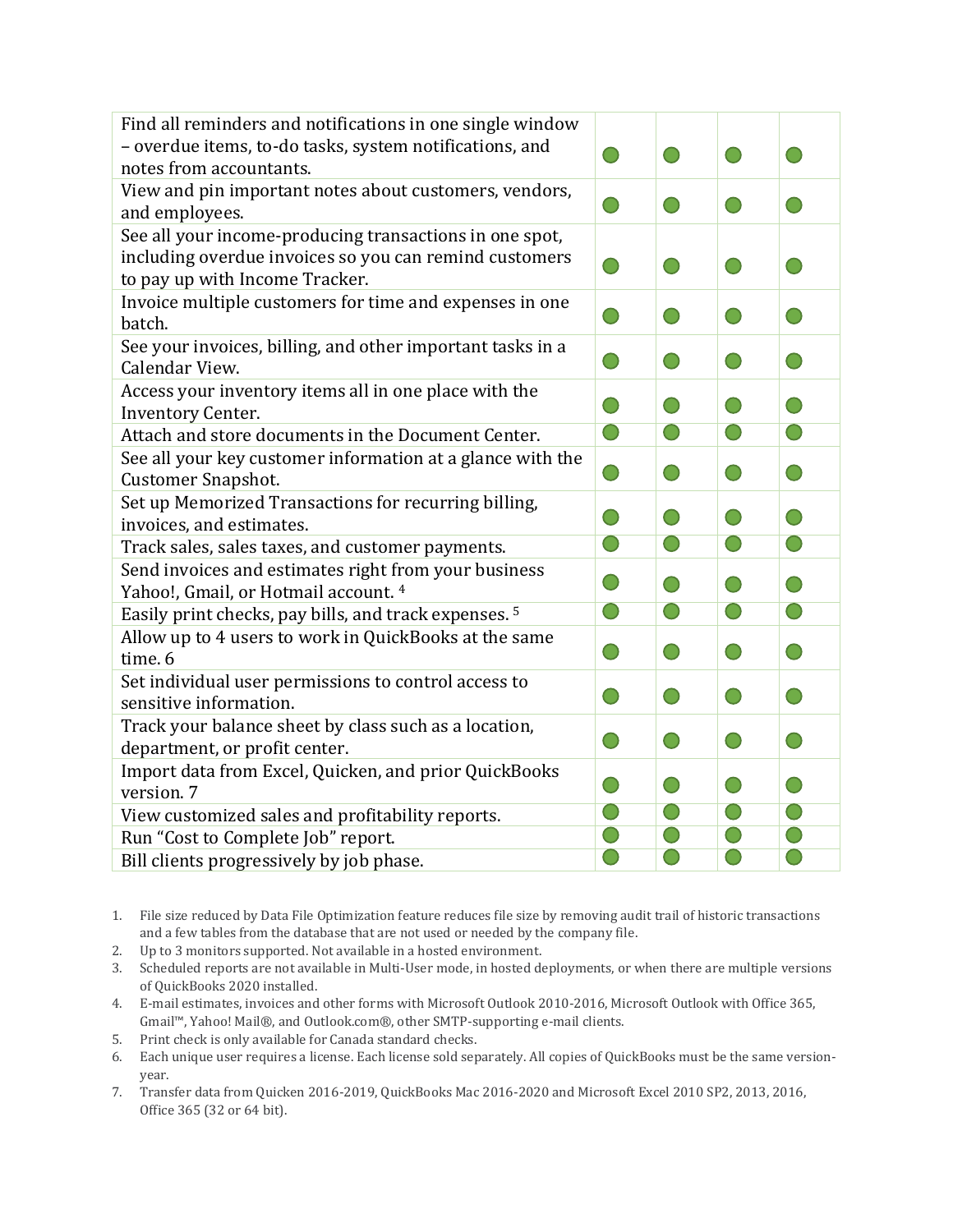| | | | | |
|---|---|---|---|---|
| Find all reminders and notifications in one single window – overdue items, to-do tasks, system notifications, and notes from accountants. | ● | ● | ● | ● |
| View and pin important notes about customers, vendors, and employees. | ● | ● | ● | ● |
| See all your income-producing transactions in one spot, including overdue invoices so you can remind customers to pay up with Income Tracker. | ● | ● | ● | ● |
| Invoice multiple customers for time and expenses in one batch. | ● | ● | ● | ● |
| See your invoices, billing, and other important tasks in a Calendar View. | ● | ● | ● | ● |
| Access your inventory items all in one place with the Inventory Center. | ● | ● | ● | ● |
| Attach and store documents in the Document Center. | ● | ● | ● | ● |
| See all your key customer information at a glance with the Customer Snapshot. | ● | ● | ● | ● |
| Set up Memorized Transactions for recurring billing, invoices, and estimates. | ● | ● | ● | ● |
| Track sales, sales taxes, and customer payments. | ● | ● | ● | ● |
| Send invoices and estimates right from your business Yahoo!, Gmail, or Hotmail account. [4] | ● | ● | ● | ● |
| Easily print checks, pay bills, and track expenses. [5] | ● | ● | ● | ● |
| Allow up to 4 users to work in QuickBooks at the same time. 6 | ● | ● | ● | ● |
| Set individual user permissions to control access to sensitive information. | ● | ● | ● | ● |
| Track your balance sheet by class such as a location, department, or profit center. | ● | ● | ● | ● |
| Import data from Excel, Quicken, and prior QuickBooks version. 7 | ● | ● | ● | ● |
| View customized sales and profitability reports. | ● | ● | ● | ● |
| Run "Cost to Complete Job" report. | ● | ● | ● | ● |
| Bill clients progressively by job phase. | ● | ● | ● | ● |

1. File size reduced by Data File Optimization feature reduces file size by removing audit trail of historic transactions and a few tables from the database that are not used or needed by the company file.
2. Up to 3 monitors supported. Not available in a hosted environment.
3. Scheduled reports are not available in Multi-User mode, in hosted deployments, or when there are multiple versions of QuickBooks 2020 installed.
4. E-mail estimates, invoices and other forms with Microsoft Outlook 2010-2016, Microsoft Outlook with Office 365, Gmail™, Yahoo! Mail®, and Outlook.com®, other SMTP-supporting e-mail clients.
5. Print check is only available for Canada standard checks.
6. Each unique user requires a license. Each license sold separately. All copies of QuickBooks must be the same version-year.
7. Transfer data from Quicken 2016-2019, QuickBooks Mac 2016-2020 and Microsoft Excel 2010 SP2, 2013, 2016, Office 365 (32 or 64 bit).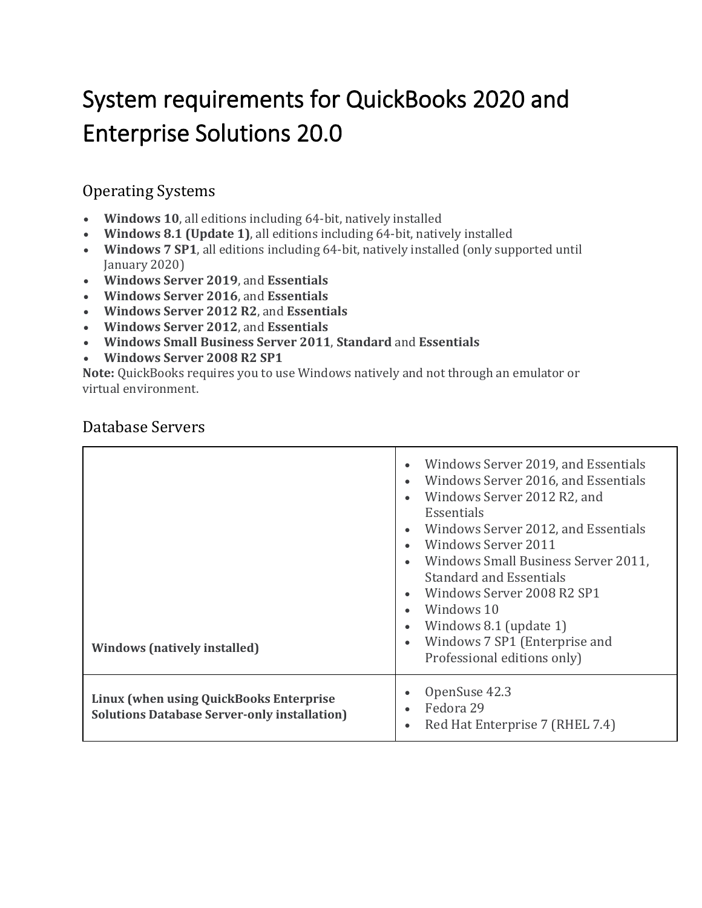# System requirements for QuickBooks 2020 and Enterprise Solutions 20.0

## Operating Systems

- **Windows 10**, all editions including 64-bit, natively installed
- **Windows 8.1 (Update 1)**, all editions including 64-bit, natively installed
- **Windows 7 SP1**, all editions including 64-bit, natively installed (only supported until January 2020)
- **Windows Server 2019**, and **Essentials**
- **Windows Server 2016**, and **Essentials**
- **Windows Server 2012 R2**, and **Essentials**
- **Windows Server 2012**, and **Essentials**
- **Windows Small Business Server 2011**, **Standard** and **Essentials**
- **Windows Server 2008 R2 SP1**

**Note:** QuickBooks requires you to use Windows natively and not through an emulator or virtual environment.

## Database Servers

| | |
|---|---|
| **Windows (natively installed)** | • Windows Server 2019, and Essentials<br>• Windows Server 2016, and Essentials<br>• Windows Server 2012 R2, and Essentials<br>• Windows Server 2012, and Essentials<br>• Windows Server 2011<br>• Windows Small Business Server 2011, Standard and Essentials<br>• Windows Server 2008 R2 SP1<br>• Windows 10<br>• Windows 8.1 (update 1)<br>• Windows 7 SP1 (Enterprise and Professional editions only) |
| **Linux (when using QuickBooks Enterprise Solutions Database Server-only installation)** | • OpenSuse 42.3<br>• Fedora 29<br>• Red Hat Enterprise 7 (RHEL 7.4) |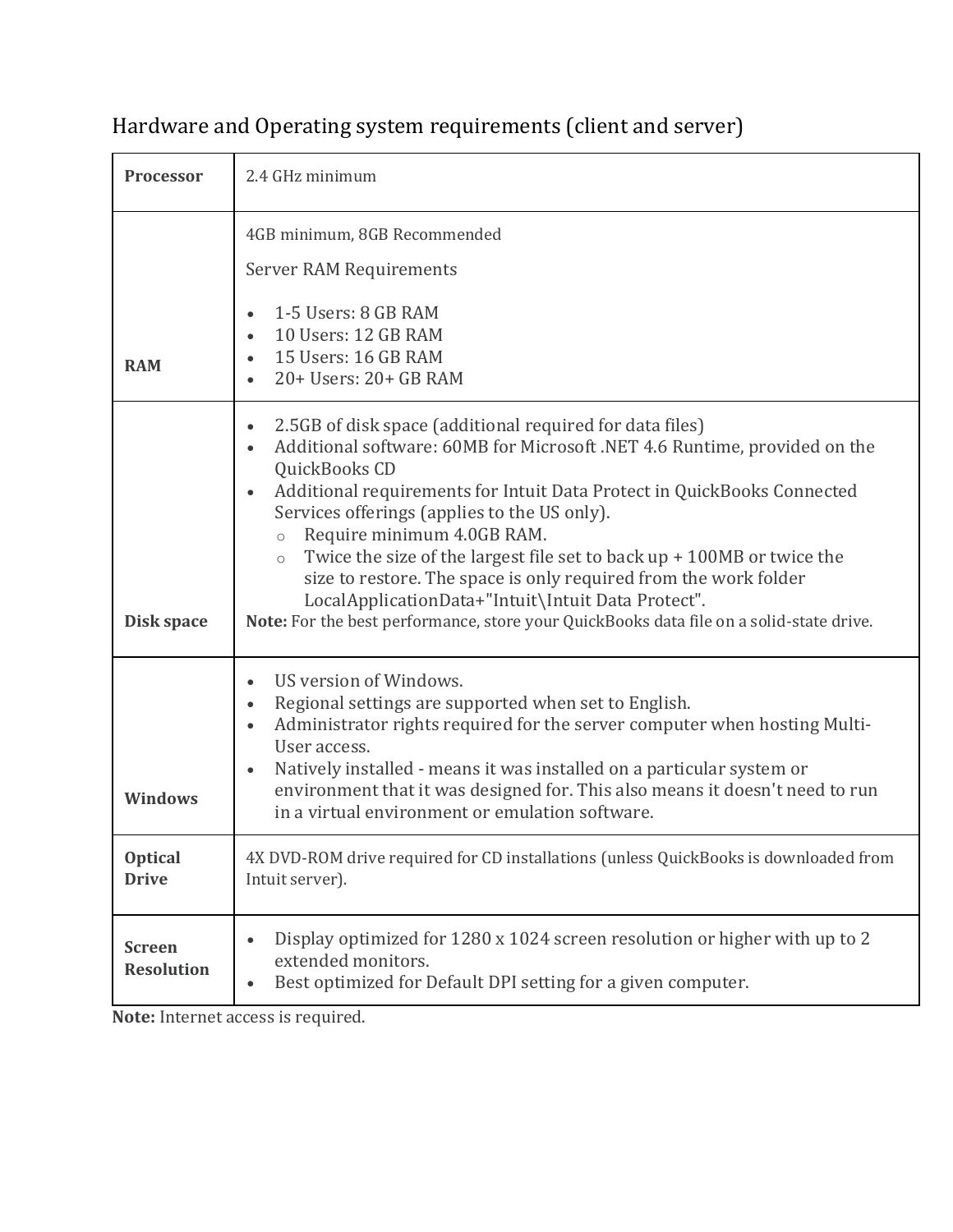## Hardware and Operating system requirements (client and server)

| | |
|---|---|
| **Processor** | 2.4 GHz minimum |
| **RAM** | 4GB minimum, 8GB Recommended<br><br>Server RAM Requirements<br><br>• 1-5 Users: 8 GB RAM<br>• 10 Users: 12 GB RAM<br>• 15 Users: 16 GB RAM<br>• 20+ Users: 20+ GB RAM |
| **Disk space** | • 2.5GB of disk space (additional required for data files)<br>• Additional software: 60MB for Microsoft .NET 4.6 Runtime, provided on the QuickBooks CD<br>• Additional requirements for Intuit Data Protect in QuickBooks Connected Services offerings (applies to the US only).<br>&nbsp;&nbsp;&nbsp;&nbsp;○ Require minimum 4.0GB RAM.<br>&nbsp;&nbsp;&nbsp;&nbsp;○ Twice the size of the largest file set to back up + 100MB or twice the size to restore. The space is only required from the work folder LocalApplicationData+"Intuit\Intuit Data Protect".<br>**Note:** For the best performance, store your QuickBooks data file on a solid-state drive. |
| **Windows** | • US version of Windows.<br>• Regional settings are supported when set to English.<br>• Administrator rights required for the server computer when hosting Multi-User access.<br>• Natively installed - means it was installed on a particular system or environment that it was designed for. This also means it doesn't need to run in a virtual environment or emulation software. |
| **Optical Drive** | 4X DVD-ROM drive required for CD installations (unless QuickBooks is downloaded from Intuit server). |
| **Screen Resolution** | • Display optimized for 1280 x 1024 screen resolution or higher with up to 2 extended monitors.<br>• Best optimized for Default DPI setting for a given computer. |

**Note:** Internet access is required.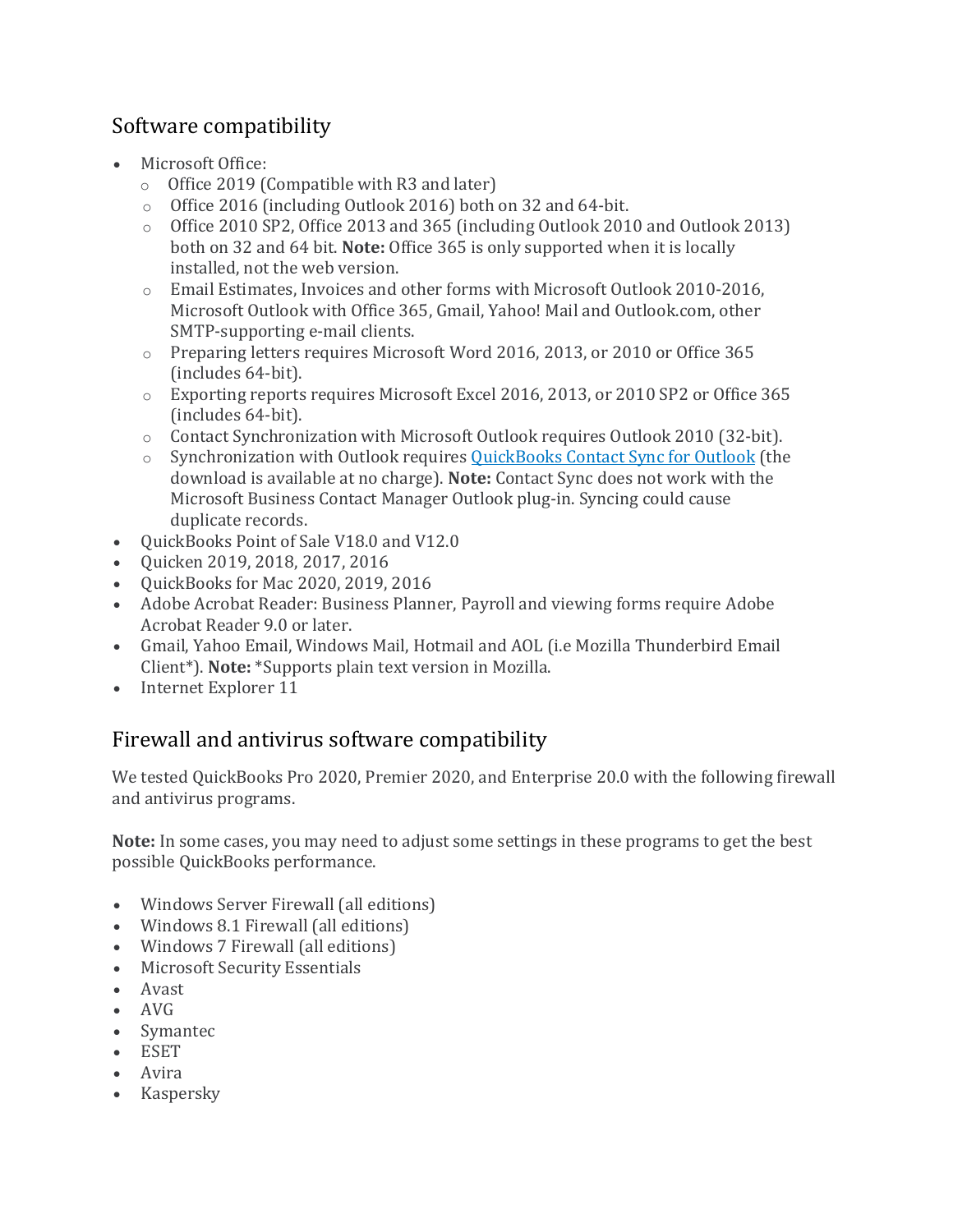## Software compatibility

- Microsoft Office:
  - Office 2019 (Compatible with R3 and later)
  - Office 2016 (including Outlook 2016) both on 32 and 64-bit.
  - Office 2010 SP2, Office 2013 and 365 (including Outlook 2010 and Outlook 2013) both on 32 and 64 bit. **Note:** Office 365 is only supported when it is locally installed, not the web version.
  - Email Estimates, Invoices and other forms with Microsoft Outlook 2010-2016, Microsoft Outlook with Office 365, Gmail, Yahoo! Mail and Outlook.com, other SMTP-supporting e-mail clients.
  - Preparing letters requires Microsoft Word 2016, 2013, or 2010 or Office 365 (includes 64-bit).
  - Exporting reports requires Microsoft Excel 2016, 2013, or 2010 SP2 or Office 365 (includes 64-bit).
  - Contact Synchronization with Microsoft Outlook requires Outlook 2010 (32-bit).
  - Synchronization with Outlook requires QuickBooks Contact Sync for Outlook (the download is available at no charge). **Note:** Contact Sync does not work with the Microsoft Business Contact Manager Outlook plug-in. Syncing could cause duplicate records.
- QuickBooks Point of Sale V18.0 and V12.0
- Quicken 2019, 2018, 2017, 2016
- QuickBooks for Mac 2020, 2019, 2016
- Adobe Acrobat Reader: Business Planner, Payroll and viewing forms require Adobe Acrobat Reader 9.0 or later.
- Gmail, Yahoo Email, Windows Mail, Hotmail and AOL (i.e Mozilla Thunderbird Email Client*). **Note:** *Supports plain text version in Mozilla.
- Internet Explorer 11

## Firewall and antivirus software compatibility

We tested QuickBooks Pro 2020, Premier 2020, and Enterprise 20.0 with the following firewall and antivirus programs.

**Note:** In some cases, you may need to adjust some settings in these programs to get the best possible QuickBooks performance.

- Windows Server Firewall (all editions)
- Windows 8.1 Firewall (all editions)
- Windows 7 Firewall (all editions)
- Microsoft Security Essentials
- Avast
- AVG
- Symantec
- ESET
- Avira
- Kaspersky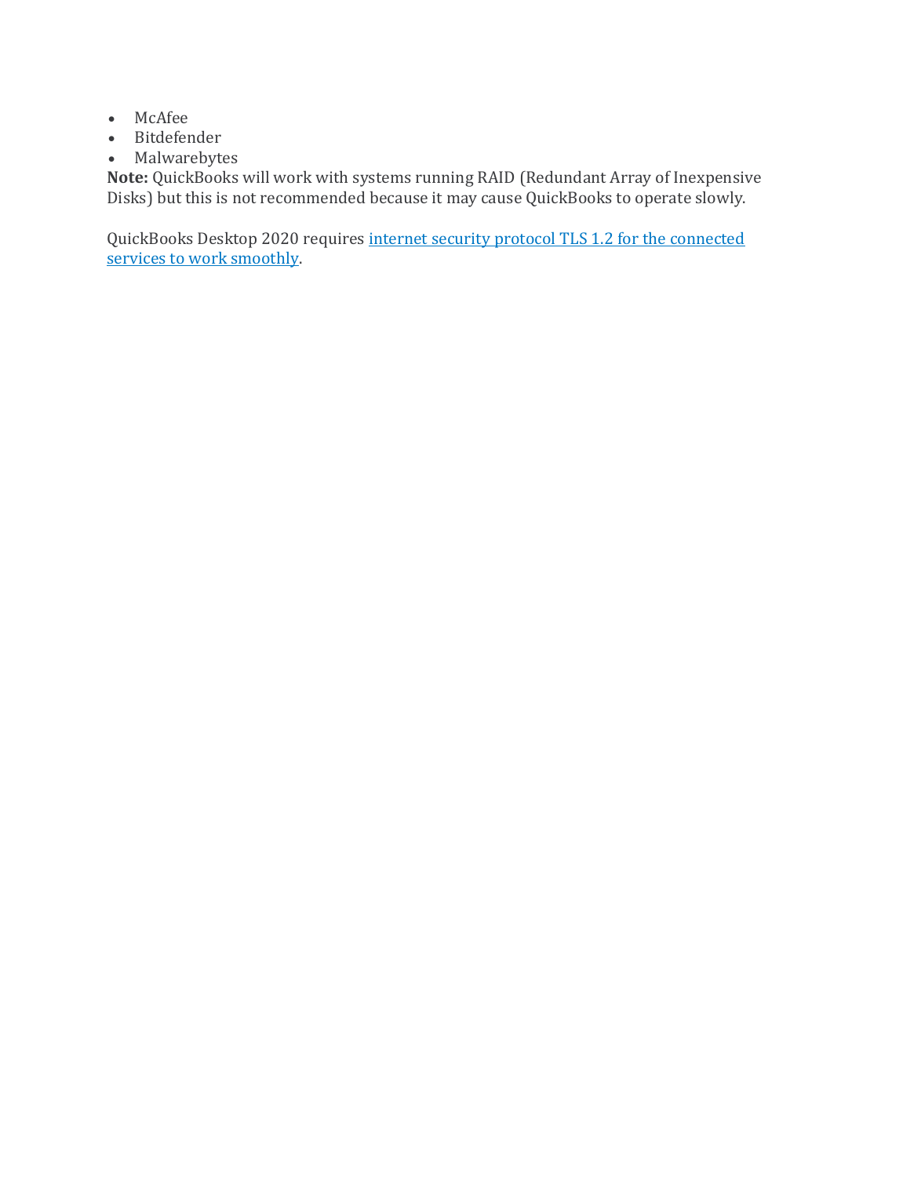- McAfee
- Bitdefender
- Malwarebytes

**Note:** QuickBooks will work with systems running RAID (Redundant Array of Inexpensive Disks) but this is not recommended because it may cause QuickBooks to operate slowly.

QuickBooks Desktop 2020 requires internet security protocol TLS 1.2 for the connected services to work smoothly.